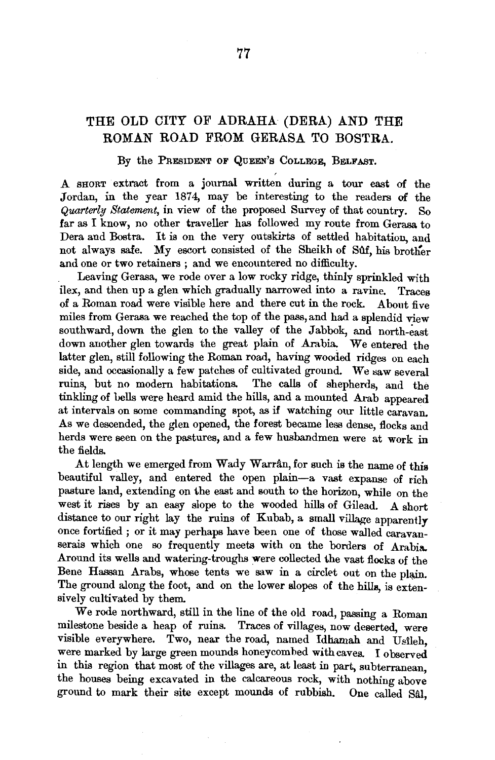# THE OLD CITY OF ADRAHA (DERA) AND THE ROMAN ROAD FROM GERASA TO BOSTRA.

By the PRESIDENT OF QUEEN'S COLLEGE, BELFAST.

A SHORT extract from a journal written during a tour east of the Jordan, in the year 1874, may be interesting to the readers of the *Quarterly Statement*, in view of the proposed Survey of that country. So far as I know, no other traveller has followed my route from Gerasa to Dera and Bostra. It is on the very outskirts of settled habitation, and not always safe. My escort consisted of the Sheikh of Sûf, his brother and one or two retainers; and we encountered no difficulty.

Leaving Gerasa, we rode over a low rocky ridge, thinly sprinkled with ilex, and then up a glen which gradually narrowed into a ravine. Traces of a Roman road were visible here and there cut in the rock. About five miles from Gerasa we reached the top of the pass, and had a splendid view southward, down the glen to the valley of the Jabbok, and north-east down another glen towards the great plain of Arabia. We entered the latter glen, still following the Roman road, having wooded ridges on each side, and occasionally a few patches of cultivated ground. We saw several ruins, but no modern habitations. The calls of shepherds, and the tinkling of bells were heard amid the hills, and a mounted Arab appeared at intervals on some commanding spot, as if watching our little caravan. As we descended, the glen opened, the forest became less dense, flocks and herds were seen on the pastures, and a few husbandmen were at work in the fields.

At length we emerged from Wady Warrân, for such is the name of this beautiful valley, and entered the open plain—a vast expanse of rich pasture land, extending on the east and south to the horizon, while on the west it rises by an easy slope to the wooded hills of Gilead. A short distance to our right lay the ruins of Kubab, a small village apparently once fortified; or it may perhaps have been one of those walled caravanserais which one so frequently meets with on the borders of Arabia. Around its wells and watering-troughs were collected the vast flocks of the Bene Hassan Arabs, whose tents we saw in a circlet out on the plain. The ground along the foot, and on the lower slopes of the hills, is extensively cultivated by them.

We rode northward, still in the line of the old road, passing a Roman milestone beside a heap of ruins. Traces of villages, now deserted, were visible everywhere. Two, near the road, named Idhamah and Usîleh, were marked by large green mounds honeycombed with caves. I observed in this region that most of the villages are, at least in part, subterranean, the houses being excavated in the calcareous rock, with nothing above ground to mark their site except mounds of rubbish. One called Sâl,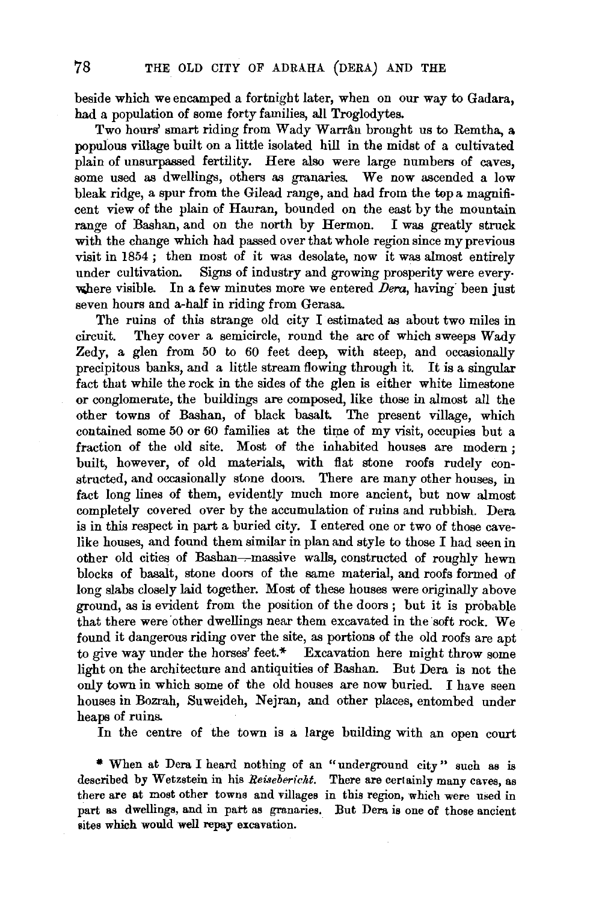beside which we encamped a fortnight later, when on our way to Gadara, had a population of some forty families, all Troglodytes.

Two hours' smart riding from Wady Warrâu brought us to Remtha, a populous village built on a little isolated hill in the midst of a cultivated plain of unsurpassed fertility. Here also were large numbers of caves, some used as dwellings, others as granaries. We now ascended a low bleak ridge, a spur from the Gilead range, and had from the top a magnificent view of the plain of Hauran, bounded on the east by the mountain range of Bashan, and on the north by Hermon. I was greatly struck with the change which had passed over that whole region since my previous visit in 1854; then most of it was desolate, now it was almost entirely under cultivation. Signs of industry and growing prosperity were everywhere visible. In a few minutes more we entered *Dera*, having been just seven hours and a-half in riding from Gerasa.

The ruins of this strange old city I estimated as about two miles in circuit. They cover a semicircle, round the arc of which sweeps Wady Zedy, a glen from 50 to 60 feet deep, with steep, and occasionally precipitous banks, and a little stream flowing through it. It is a singular fact that while the rock in the sides of the glen is either white limestone or conglomerate, the buildings are composed, like those in almost all the other towns of Bashan, of black basalt. The present village, which contained some 50 or 60 families at the time of my visit, occupies but a fraction of the old site. Most of the inhabited houses are modern; built, however, of old materials, with flat stone roofs rudely constructed, and occasionally stone doors. There are many other houses, in fact long lines of them, evidently much more ancient, but now almost completely covered over by the accumulation of ruins and rubbish. Dera is in this respect in part a buried city. I entered one or two of those cave-like houses, and found them similar in plan and style to those I had seen in other old cities of Bashan—massive walls, constructed of roughly hewn blocks of basalt, stone doors of the same material, and roofs formed of long slabs closely laid together. Most of these houses were originally above ground, as is evident from the position of the doors; but it is probable that there were other dwellings near them excavated in the soft rock. We found it dangerous riding over the site, as portions of the old roofs are apt to give way under the horses' feet.* Excavation here might throw some light on the architecture and antiquities of Bashan. But Dera is not the only town in which some of the old houses are now buried. I have seen houses in Bozrah, Suweideh, Nejran, and other places, entombed under heaps of ruins.

In the centre of the town is a large building with an open court

\* When at Dera I heard nothing of an "underground city" such as is described by Wetzstein in his *Reisebericht*. There are certainly many caves, as there are at most other towns and villages in this region, which were used in part as dwellings, and in part as granaries. But Dera is one of those ancient sites which would well repay excavation.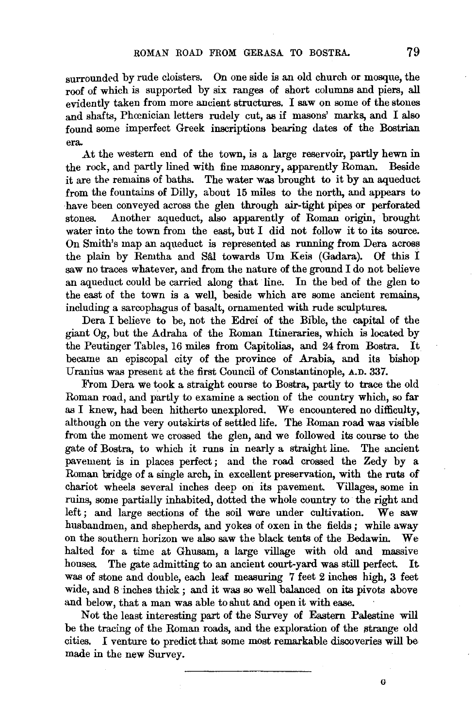surrounded by rude cloisters. On one side is an old church or mosque, the roof of which is supported by six ranges of short columns and piers, all evidently taken from more ancient structures. I saw on some of the stones and shafts, Phœnician letters rudely cut, as if masons' marks, and I also found some imperfect Greek inscriptions bearing dates of the Bostrian era.

At the western end of the town, is a large reservoir, partly hewn in the rock, and partly lined with fine masonry, apparently Roman. Beside it are the remains of baths. The water was brought to it by an aqueduct from the fountains of Dilly, about 15 miles to the north, and appears to have been conveyed across the glen through air-tight pipes or perforated stones. Another aqueduct, also apparently of Roman origin, brought water into the town from the east, but I did not follow it to its source. On Smith's map an aqueduct is represented as running from Dera across the plain by Remtha and Sâl towards Um Keis (Gadara). Of this I saw no traces whatever, and from the nature of the ground I do not believe an aqueduct could be carried along that line. In the bed of the glen to the east of the town is a well, beside which are some ancient remains, including a sarcophagus of basalt, ornamented with rude sculptures.

Dera I believe to be, not the Edreï of the Bible, the capital of the giant Og, but the Adraha of the Roman Itineraries, which is located by the Peutinger Tables, 16 miles from Capitolias, and 24 from Bostra. It became an episcopal city of the province of Arabia, and its bishop Uranius was present at the first Council of Constantinople, A.D. 337.

From Dera we took a straight course to Bostra, partly to trace the old Roman road, and partly to examine a section of the country which, so far as I knew, had been hitherto unexplored. We encountered no difficulty, although on the very outskirts of settled life. The Roman road was visible from the moment we crossed the glen, and we followed its course to the gate of Bostra, to which it runs in nearly a straight line. The ancient pavement is in places perfect; and the road crossed the Zedy by a Roman bridge of a single arch, in excellent preservation, with the ruts of chariot wheels several inches deep on its pavement. Villages, some in ruins, some partially inhabited, dotted the whole country to the right and left; and large sections of the soil were under cultivation. We saw husbandmen, and shepherds, and yokes of oxen in the fields; while away on the southern horizon we also saw the black tents of the Bedawin. We halted for a time at Ghusam, a large village with old and massive houses. The gate admitting to an ancient court-yard was still perfect. It was of stone and double, each leaf measuring 7 feet 2 inches high, 3 feet wide, and 8 inches thick; and it was so well balanced on its pivots above and below, that a man was able to shut and open it with ease.

Not the least interesting part of the Survey of Eastern Palestine will be the tracing of the Roman roads, and the exploration of the strange old cities. I venture to predict that some most remarkable discoveries will be made in the new Survey.

---